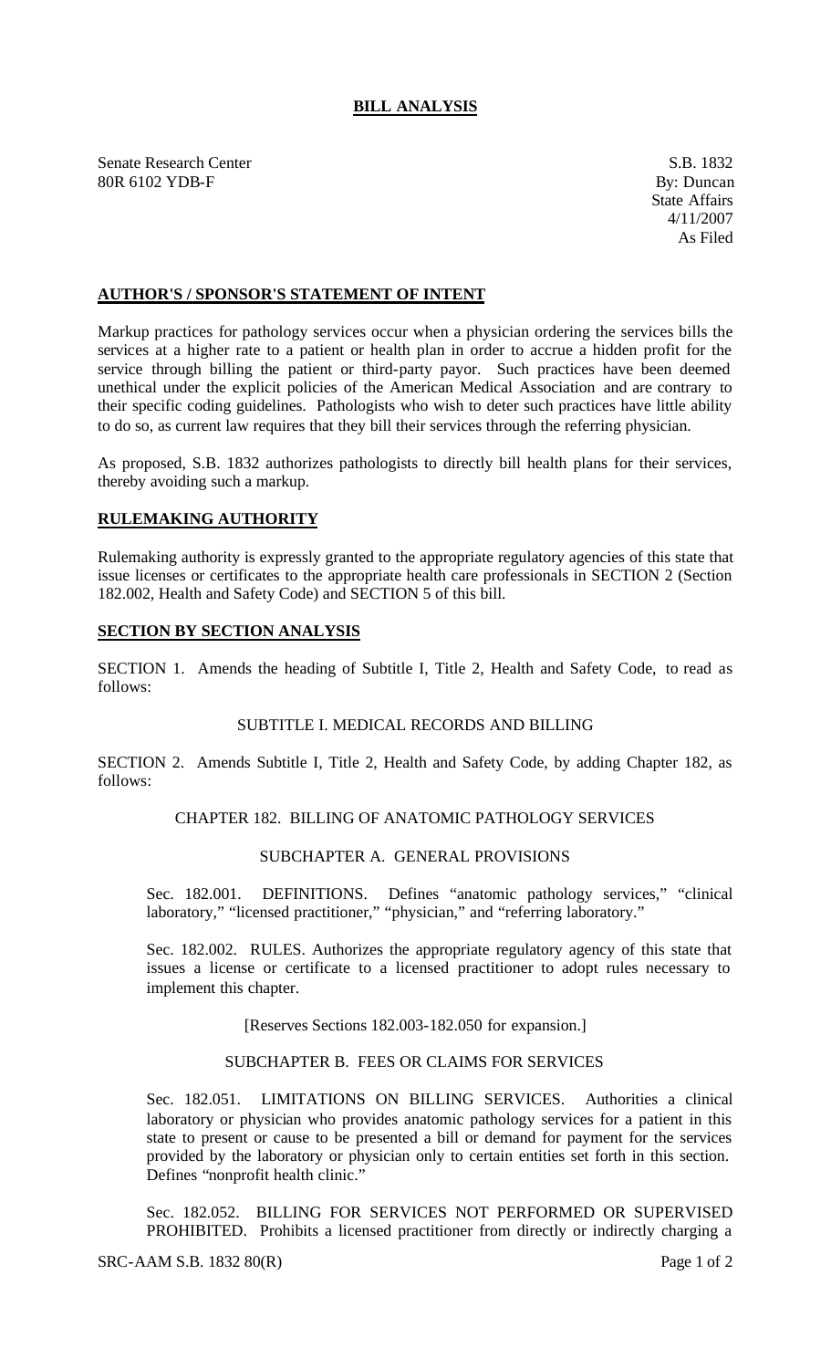# BILL ANALYSIS

Senate Research Center
80R 6102 YDB-F

S.B. 1832
By: Duncan
State Affairs
4/11/2007
As Filed

## AUTHOR'S / SPONSOR'S STATEMENT OF INTENT

Markup practices for pathology services occur when a physician ordering the services bills the services at a higher rate to a patient or health plan in order to accrue a hidden profit for the service through billing the patient or third-party payor. Such practices have been deemed unethical under the explicit policies of the American Medical Association and are contrary to their specific coding guidelines. Pathologists who wish to deter such practices have little ability to do so, as current law requires that they bill their services through the referring physician.

As proposed, S.B. 1832 authorizes pathologists to directly bill health plans for their services, thereby avoiding such a markup.

## RULEMAKING AUTHORITY

Rulemaking authority is expressly granted to the appropriate regulatory agencies of this state that issue licenses or certificates to the appropriate health care professionals in SECTION 2 (Section 182.002, Health and Safety Code) and SECTION 5 of this bill.

## SECTION BY SECTION ANALYSIS

SECTION 1. Amends the heading of Subtitle I, Title 2, Health and Safety Code, to read as follows:

SUBTITLE I. MEDICAL RECORDS AND BILLING

SECTION 2. Amends Subtitle I, Title 2, Health and Safety Code, by adding Chapter 182, as follows:

CHAPTER 182. BILLING OF ANATOMIC PATHOLOGY SERVICES

SUBCHAPTER A. GENERAL PROVISIONS

Sec. 182.001. DEFINITIONS. Defines "anatomic pathology services," "clinical laboratory," "licensed practitioner," "physician," and "referring laboratory."

Sec. 182.002. RULES. Authorizes the appropriate regulatory agency of this state that issues a license or certificate to a licensed practitioner to adopt rules necessary to implement this chapter.

[Reserves Sections 182.003-182.050 for expansion.]

SUBCHAPTER B. FEES OR CLAIMS FOR SERVICES

Sec. 182.051. LIMITATIONS ON BILLING SERVICES. Authorities a clinical laboratory or physician who provides anatomic pathology services for a patient in this state to present or cause to be presented a bill or demand for payment for the services provided by the laboratory or physician only to certain entities set forth in this section. Defines "nonprofit health clinic."

Sec. 182.052. BILLING FOR SERVICES NOT PERFORMED OR SUPERVISED PROHIBITED. Prohibits a licensed practitioner from directly or indirectly charging a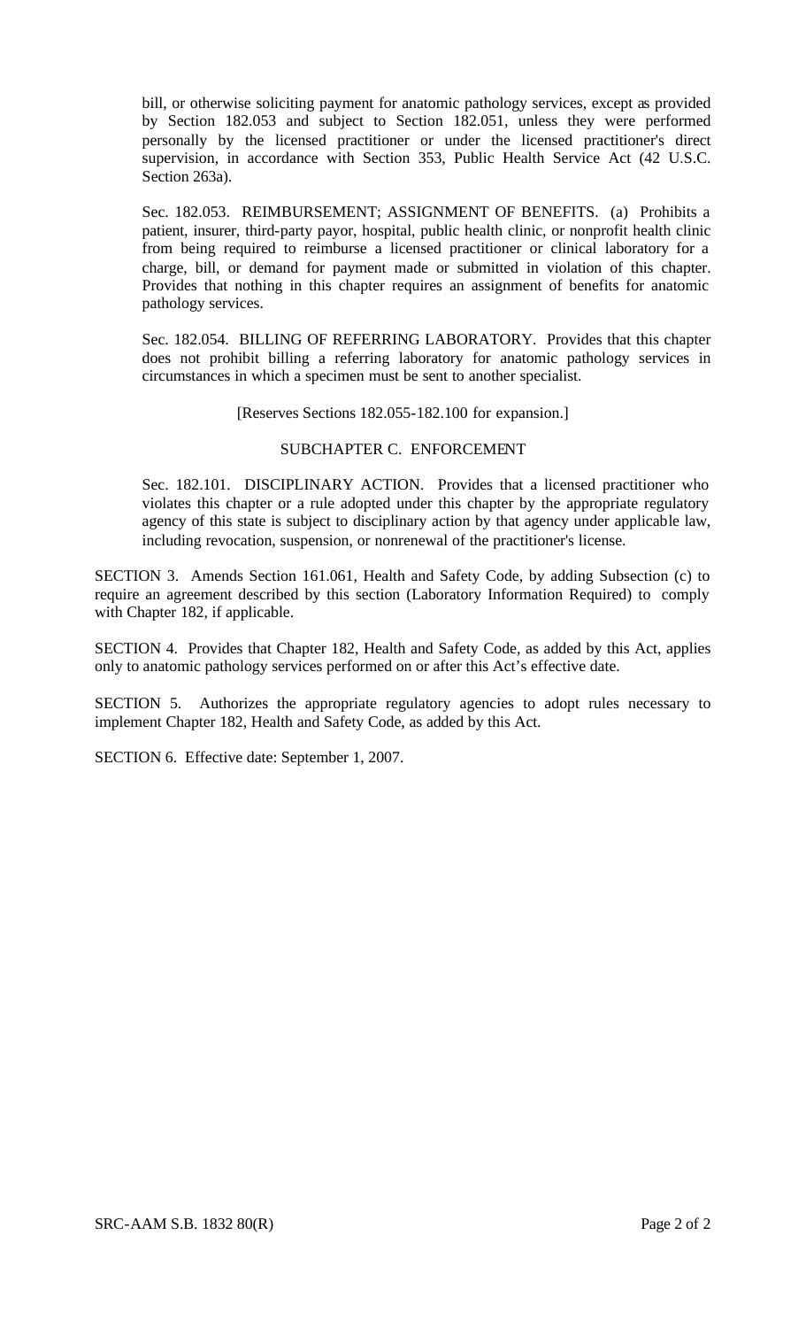bill, or otherwise soliciting payment for anatomic pathology services, except as provided by Section 182.053 and subject to Section 182.051, unless they were performed personally by the licensed practitioner or under the licensed practitioner's direct supervision, in accordance with Section 353, Public Health Service Act (42 U.S.C. Section 263a).

Sec. 182.053. REIMBURSEMENT; ASSIGNMENT OF BENEFITS. (a) Prohibits a patient, insurer, third-party payor, hospital, public health clinic, or nonprofit health clinic from being required to reimburse a licensed practitioner or clinical laboratory for a charge, bill, or demand for payment made or submitted in violation of this chapter. Provides that nothing in this chapter requires an assignment of benefits for anatomic pathology services.

Sec. 182.054. BILLING OF REFERRING LABORATORY. Provides that this chapter does not prohibit billing a referring laboratory for anatomic pathology services in circumstances in which a specimen must be sent to another specialist.

[Reserves Sections 182.055-182.100 for expansion.]

SUBCHAPTER C. ENFORCEMENT

Sec. 182.101. DISCIPLINARY ACTION. Provides that a licensed practitioner who violates this chapter or a rule adopted under this chapter by the appropriate regulatory agency of this state is subject to disciplinary action by that agency under applicable law, including revocation, suspension, or nonrenewal of the practitioner's license.

SECTION 3. Amends Section 161.061, Health and Safety Code, by adding Subsection (c) to require an agreement described by this section (Laboratory Information Required) to comply with Chapter 182, if applicable.

SECTION 4. Provides that Chapter 182, Health and Safety Code, as added by this Act, applies only to anatomic pathology services performed on or after this Act's effective date.

SECTION 5. Authorizes the appropriate regulatory agencies to adopt rules necessary to implement Chapter 182, Health and Safety Code, as added by this Act.

SECTION 6. Effective date: September 1, 2007.